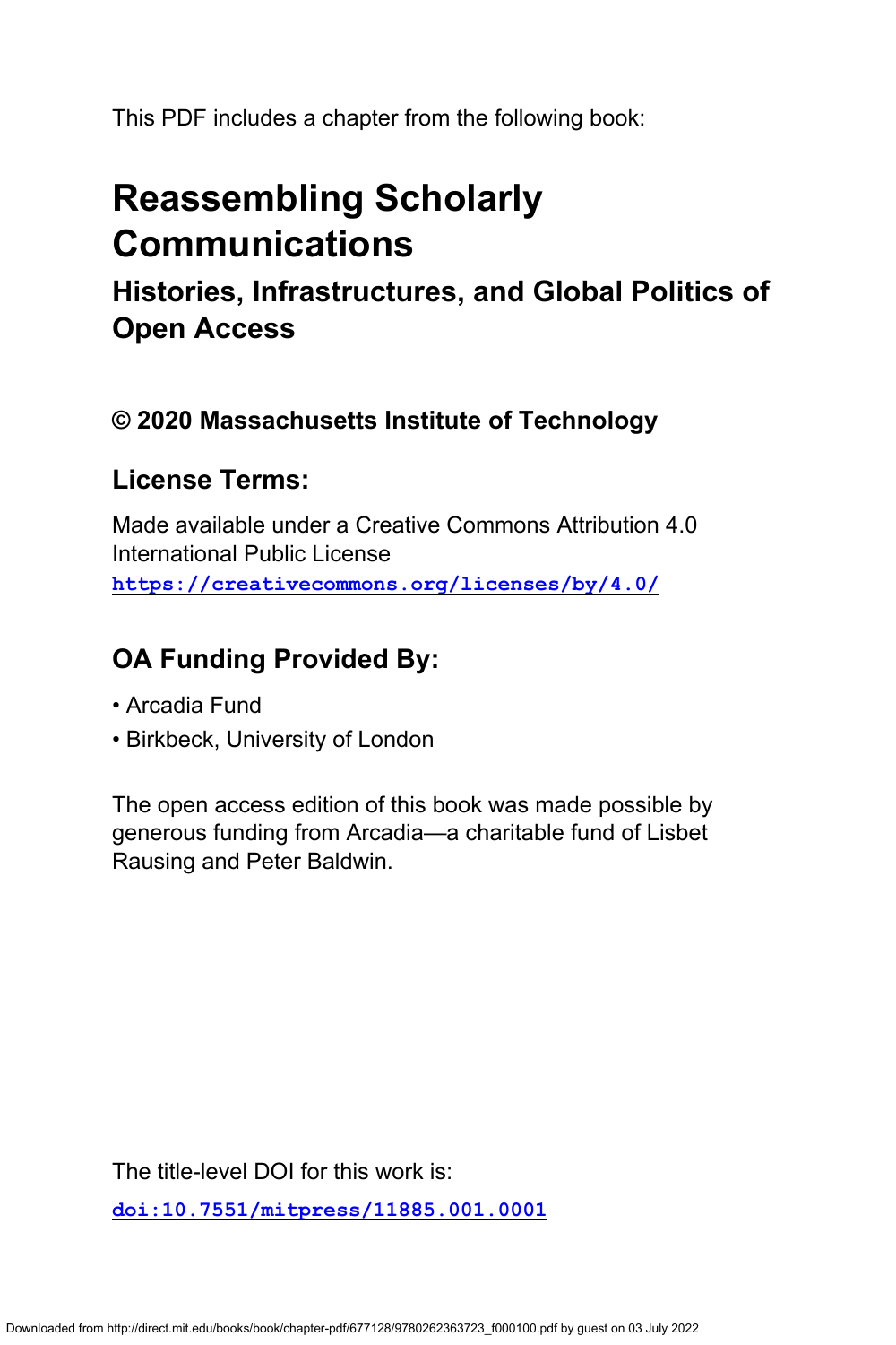This PDF includes a chapter from the following book:

# Reassembling Scholarly Communications

## Histories, Infrastructures, and Global Politics of Open Access

### © 2020 Massachusetts Institute of Technology

### License Terms:

Made available under a Creative Commons Attribution 4.0 International Public License
https://creativecommons.org/licenses/by/4.0/

### OA Funding Provided By:

- Arcadia Fund
- Birkbeck, University of London

The open access edition of this book was made possible by generous funding from Arcadia—a charitable fund of Lisbet Rausing and Peter Baldwin.

The title-level DOI for this work is:

doi:10.7551/mitpress/11885.001.0001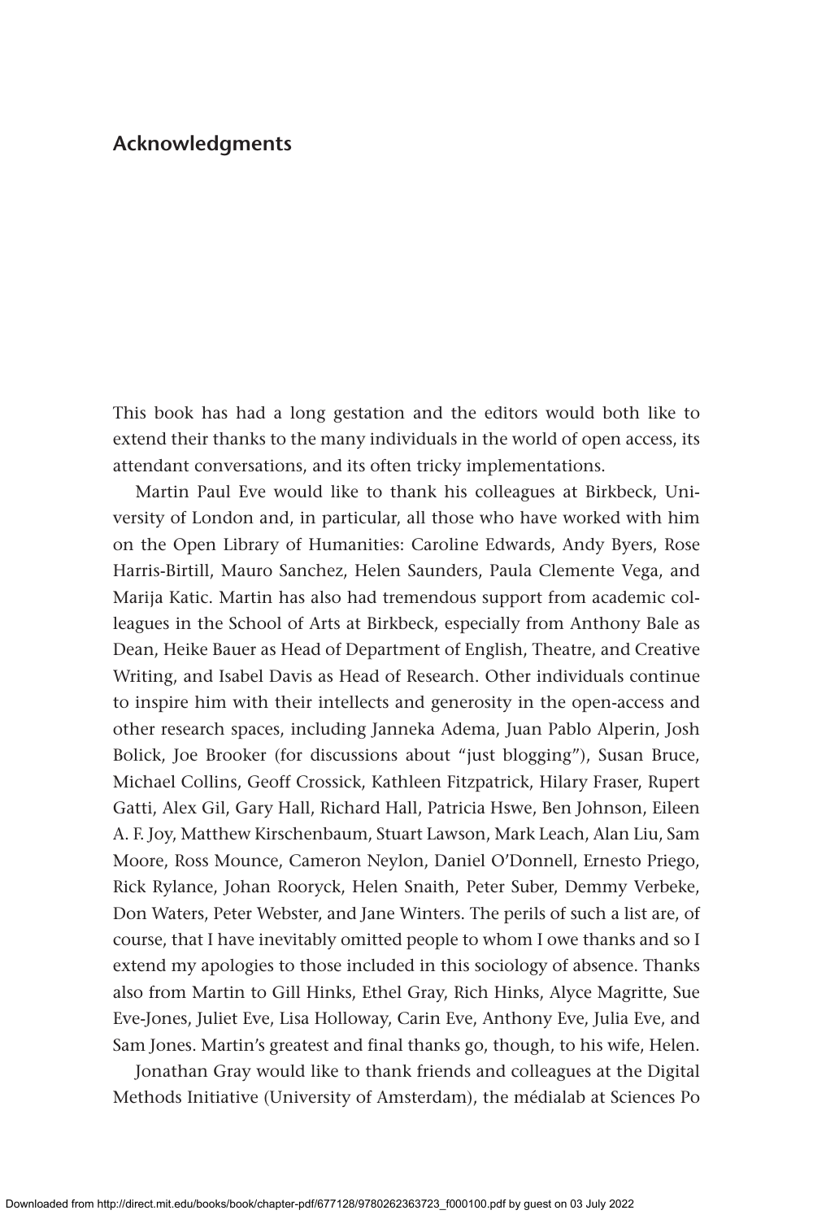## Acknowledgments

This book has had a long gestation and the editors would both like to extend their thanks to the many individuals in the world of open access, its attendant conversations, and its often tricky implementations.

Martin Paul Eve would like to thank his colleagues at Birkbeck, University of London and, in particular, all those who have worked with him on the Open Library of Humanities: Caroline Edwards, Andy Byers, Rose Harris-Birtill, Mauro Sanchez, Helen Saunders, Paula Clemente Vega, and Marija Katic. Martin has also had tremendous support from academic colleagues in the School of Arts at Birkbeck, especially from Anthony Bale as Dean, Heike Bauer as Head of Department of English, Theatre, and Creative Writing, and Isabel Davis as Head of Research. Other individuals continue to inspire him with their intellects and generosity in the open-access and other research spaces, including Janneka Adema, Juan Pablo Alperin, Josh Bolick, Joe Brooker (for discussions about "just blogging"), Susan Bruce, Michael Collins, Geoff Crossick, Kathleen Fitzpatrick, Hilary Fraser, Rupert Gatti, Alex Gil, Gary Hall, Richard Hall, Patricia Hswe, Ben Johnson, Eileen A. F. Joy, Matthew Kirschenbaum, Stuart Lawson, Mark Leach, Alan Liu, Sam Moore, Ross Mounce, Cameron Neylon, Daniel O'Donnell, Ernesto Priego, Rick Rylance, Johan Rooryck, Helen Snaith, Peter Suber, Demmy Verbeke, Don Waters, Peter Webster, and Jane Winters. The perils of such a list are, of course, that I have inevitably omitted people to whom I owe thanks and so I extend my apologies to those included in this sociology of absence. Thanks also from Martin to Gill Hinks, Ethel Gray, Rich Hinks, Alyce Magritte, Sue Eve-Jones, Juliet Eve, Lisa Holloway, Carin Eve, Anthony Eve, Julia Eve, and Sam Jones. Martin's greatest and final thanks go, though, to his wife, Helen.

Jonathan Gray would like to thank friends and colleagues at the Digital Methods Initiative (University of Amsterdam), the médialab at Sciences Po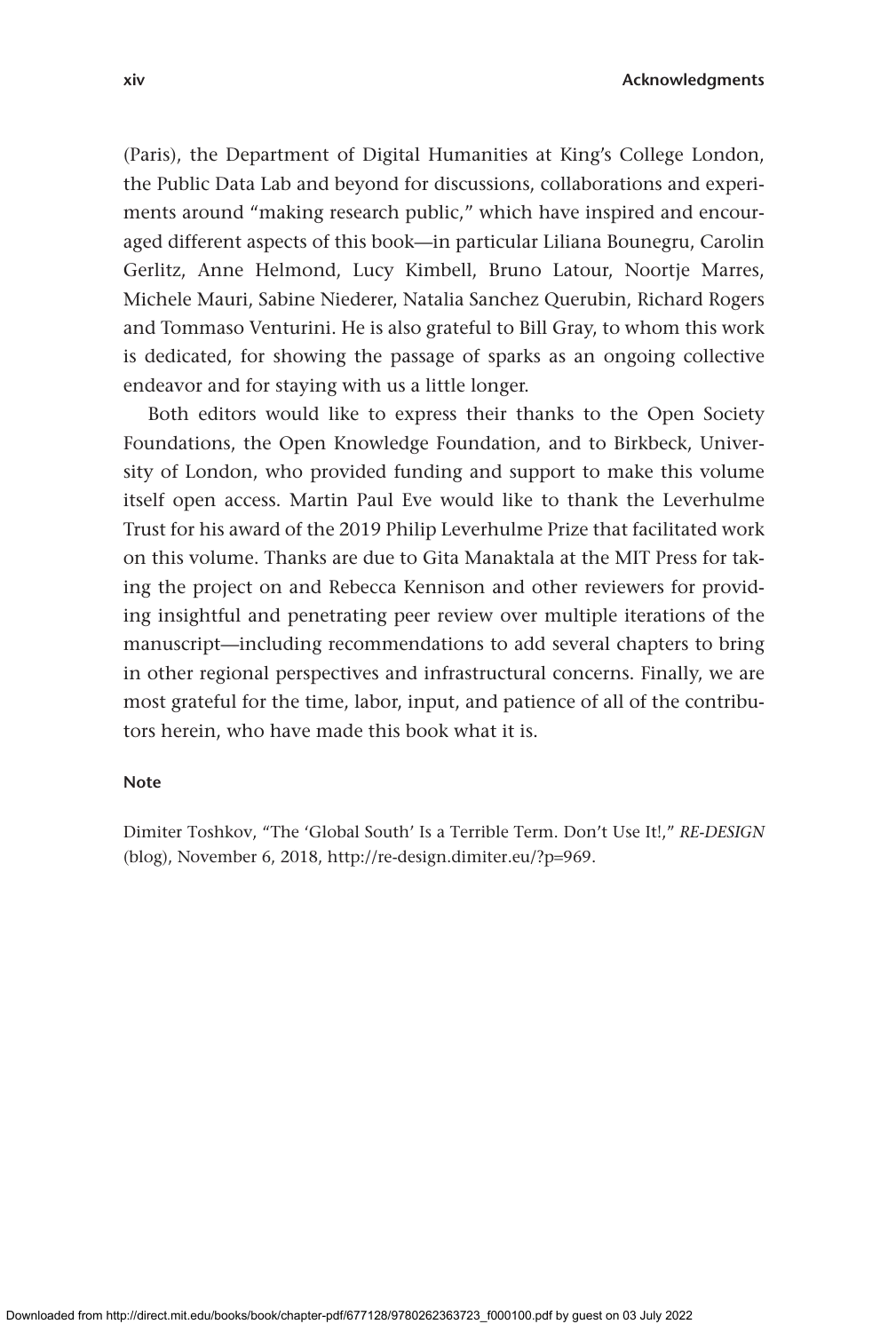(Paris), the Department of Digital Humanities at King's College London, the Public Data Lab and beyond for discussions, collaborations and experiments around "making research public," which have inspired and encouraged different aspects of this book—in particular Liliana Bounegru, Carolin Gerlitz, Anne Helmond, Lucy Kimbell, Bruno Latour, Noortje Marres, Michele Mauri, Sabine Niederer, Natalia Sanchez Querubin, Richard Rogers and Tommaso Venturini. He is also grateful to Bill Gray, to whom this work is dedicated, for showing the passage of sparks as an ongoing collective endeavor and for staying with us a little longer.

Both editors would like to express their thanks to the Open Society Foundations, the Open Knowledge Foundation, and to Birkbeck, University of London, who provided funding and support to make this volume itself open access. Martin Paul Eve would like to thank the Leverhulme Trust for his award of the 2019 Philip Leverhulme Prize that facilitated work on this volume. Thanks are due to Gita Manaktala at the MIT Press for taking the project on and Rebecca Kennison and other reviewers for providing insightful and penetrating peer review over multiple iterations of the manuscript—including recommendations to add several chapters to bring in other regional perspectives and infrastructural concerns. Finally, we are most grateful for the time, labor, input, and patience of all of the contributors herein, who have made this book what it is.

### Note

Dimiter Toshkov, "The 'Global South' Is a Terrible Term. Don't Use It!," *RE-DESIGN* (blog), November 6, 2018, http://re-design.dimiter.eu/?p=969.